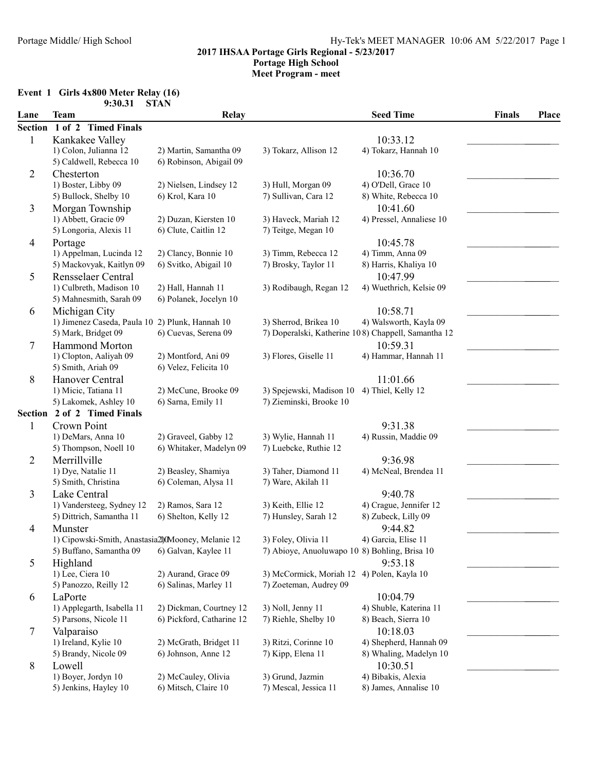# 2017 IHSAA Portage Girls Regional - 5/23/2017

## Portage High School

## Meet Program - meet

### Event 1 Girls 4x800 Meter Relay (16)

9:30.31 STAN

| Lane | Team | Relay | | | Seed Time | Finals | Place |
|---|---|---|---|---|---|---|---|
| **Section 1 of 2 Timed Finals** | | | | | | | |
| 1 | Kankakee Valley | | | | 10:33.12 | ________________ | |
| | | 1) Colon, Julianna 12 | 2) Martin, Samantha 09 | 3) Tokarz, Allison 12 | 4) Tokarz, Hannah 10 | | |
| | | 5) Caldwell, Rebecca 10 | 6) Robinson, Abigail 09 | | | | |
| 2 | Chesterton | | | | 10:36.70 | ________________ | |
| | | 1) Boster, Libby 09 | 2) Nielsen, Lindsey 12 | 3) Hull, Morgan 09 | 4) O'Dell, Grace 10 | | |
| | | 5) Bullock, Shelby 10 | 6) Krol, Kara 10 | 7) Sullivan, Cara 12 | 8) White, Rebecca 10 | | |
| 3 | Morgan Township | | | | 10:41.60 | ________________ | |
| | | 1) Abbett, Gracie 09 | 2) Duzan, Kiersten 10 | 3) Haveck, Mariah 12 | 4) Pressel, Annaliese 10 | | |
| | | 5) Longoria, Alexis 11 | 6) Clute, Caitlin 12 | 7) Teitge, Megan 10 | | | |
| 4 | Portage | | | | 10:45.78 | ________________ | |
| | | 1) Appelman, Lucinda 12 | 2) Clancy, Bonnie 10 | 3) Timm, Rebecca 12 | 4) Timm, Anna 09 | | |
| | | 5) Mackovyak, Kaitlyn 09 | 6) Svitko, Abigail 10 | 7) Brosky, Taylor 11 | 8) Harris, Khaliya 10 | | |
| 5 | Rensselaer Central | | | | 10:47.99 | ________________ | |
| | | 1) Culbreth, Madison 10 | 2) Hall, Hannah 11 | 3) Rodibaugh, Regan 12 | 4) Wuethrich, Kelsie 09 | | |
| | | 5) Mahnesmith, Sarah 09 | 6) Polanek, Jocelyn 10 | | | | |
| 6 | Michigan City | | | | 10:58.71 | ________________ | |
| | | 1) Jimenez Caseda, Paula 10 | 2) Plunk, Hannah 10 | 3) Sherrod, Brikea 10 | 4) Walsworth, Kayla 09 | | |
| | | 5) Mark, Bridget 09 | 6) Cuevas, Serena 09 | 7) Doperalski, Katherine 10 | 8) Chappell, Samantha 12 | | |
| 7 | Hammond Morton | | | | 10:59.31 | ________________ | |
| | | 1) Clopton, Aaliyah 09 | 2) Montford, Ani 09 | 3) Flores, Giselle 11 | 4) Hammar, Hannah 11 | | |
| | | 5) Smith, Ariah 09 | 6) Velez, Felicita 10 | | | | |
| 8 | Hanover Central | | | | 11:01.66 | ________________ | |
| | | 1) Micic, Tatiana 11 | 2) McCune, Brooke 09 | 3) Spejewski, Madison 10 | 4) Thiel, Kelly 12 | | |
| | | 5) Lakomek, Ashley 10 | 6) Sarna, Emily 11 | 7) Zieminski, Brooke 10 | | | |
| **Section 2 of 2 Timed Finals** | | | | | | | |
| 1 | Crown Point | | | | 9:31.38 | ________________ | |
| | | 1) DeMars, Anna 10 | 2) Graveel, Gabby 12 | 3) Wylie, Hannah 11 | 4) Russin, Maddie 09 | | |
| | | 5) Thompson, Noell 10 | 6) Whitaker, Madelyn 09 | 7) Luebcke, Ruthie 12 | | | |
| 2 | Merrillville | | | | 9:36.98 | ________________ | |
| | | 1) Dye, Natalie 11 | 2) Beasley, Shamiya | 3) Taher, Diamond 11 | 4) McNeal, Brendea 11 | | |
| | | 5) Smith, Christina | 6) Coleman, Alysa 11 | 7) Ware, Akilah 11 | | | |
| 3 | Lake Central | | | | 9:40.78 | ________________ | |
| | | 1) Vandersteeg, Sydney 12 | 2) Ramos, Sara 12 | 3) Keith, Ellie 12 | 4) Crague, Jennifer 12 | | |
| | | 5) Dittrich, Samantha 11 | 6) Shelton, Kelly 12 | 7) Hunsley, Sarah 12 | 8) Zubeck, Lilly 09 | | |
| 4 | Munster | | | | 9:44.82 | ________________ | |
| | | 1) Cipowski-Smith, Anastasia 10 | 2) Mooney, Melanie 12 | 3) Foley, Olivia 11 | 4) Garcia, Elise 11 | | |
| | | 5) Buffano, Samantha 09 | 6) Galvan, Kaylee 11 | 7) Abioye, Anuoluwapo 10 | 8) Bohling, Brisa 10 | | |
| 5 | Highland | | | | 9:53.18 | ________________ | |
| | | 1) Lee, Ciera 10 | 2) Aurand, Grace 09 | 3) McCormick, Moriah 12 | 4) Polen, Kayla 10 | | |
| | | 5) Panozzo, Reilly 12 | 6) Salinas, Marley 11 | 7) Zoeteman, Audrey 09 | | | |
| 6 | LaPorte | | | | 10:04.79 | ________________ | |
| | | 1) Applegarth, Isabella 11 | 2) Dickman, Courtney 12 | 3) Noll, Jenny 11 | 4) Shuble, Katerina 11 | | |
| | | 5) Parsons, Nicole 11 | 6) Pickford, Catharine 12 | 7) Riehle, Shelby 10 | 8) Beach, Sierra 10 | | |
| 7 | Valparaiso | | | | 10:18.03 | ________________ | |
| | | 1) Ireland, Kylie 10 | 2) McGrath, Bridget 11 | 3) Ritzi, Corinne 10 | 4) Shepherd, Hannah 09 | | |
| | | 5) Brandy, Nicole 09 | 6) Johnson, Anne 12 | 7) Kipp, Elena 11 | 8) Whaling, Madelyn 10 | | |
| 8 | Lowell | | | | 10:30.51 | ________________ | |
| | | 1) Boyer, Jordyn 10 | 2) McCauley, Olivia | 3) Grund, Jazmin | 4) Bibakis, Alexia | | |
| | | 5) Jenkins, Hayley 10 | 6) Mitsch, Claire 10 | 7) Mescal, Jessica 11 | 8) James, Annalise 10 | | |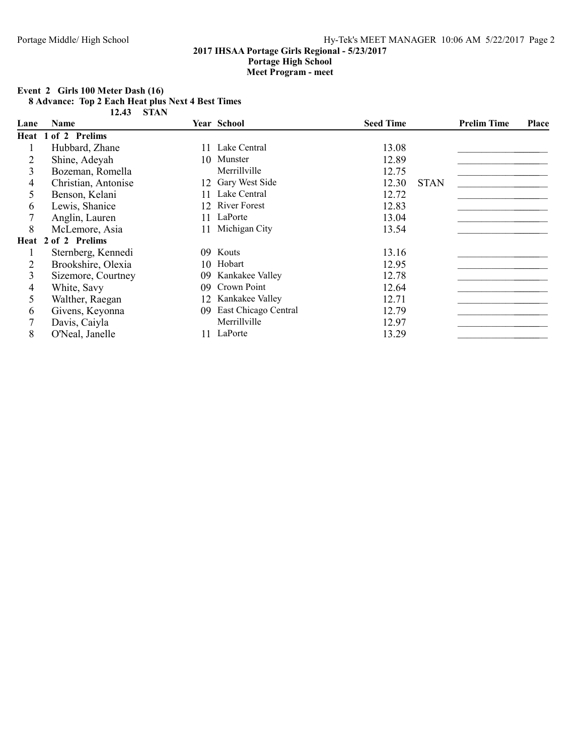**2017 IHSAA Portage Girls Regional - 5/23/2017**
**Portage High School**
**Meet Program - meet**

**Event 2 Girls 100 Meter Dash (16)**

**8 Advance: Top 2 Each Heat plus Next 4 Best Times**

**12.43 STAN**

| Lane | Name | Year | School | Seed Time | | Prelim Time | Place |
|---|---|---|---|---|---|---|---|
| **Heat 1 of 2 Prelims** | | | | | | | |
| 1 | Hubbard, Zhane | 11 | Lake Central | 13.08 | | __________ | |
| 2 | Shine, Adeyah | 10 | Munster | 12.89 | | __________ | |
| 3 | Bozeman, Romella | | Merrillville | 12.75 | | __________ | |
| 4 | Christian, Antonise | 12 | Gary West Side | 12.30 | STAN | __________ | |
| 5 | Benson, Kelani | 11 | Lake Central | 12.72 | | __________ | |
| 6 | Lewis, Shanice | 12 | River Forest | 12.83 | | __________ | |
| 7 | Anglin, Lauren | 11 | LaPorte | 13.04 | | __________ | |
| 8 | McLemore, Asia | 11 | Michigan City | 13.54 | | __________ | |
| **Heat 2 of 2 Prelims** | | | | | | | |
| 1 | Sternberg, Kennedi | 09 | Kouts | 13.16 | | __________ | |
| 2 | Brookshire, Olexia | 10 | Hobart | 12.95 | | __________ | |
| 3 | Sizemore, Courtney | 09 | Kankakee Valley | 12.78 | | __________ | |
| 4 | White, Savy | 09 | Crown Point | 12.64 | | __________ | |
| 5 | Walther, Raegan | 12 | Kankakee Valley | 12.71 | | __________ | |
| 6 | Givens, Keyonna | 09 | East Chicago Central | 12.79 | | __________ | |
| 7 | Davis, Caiyla | | Merrillville | 12.97 | | __________ | |
| 8 | O'Neal, Janelle | 11 | LaPorte | 13.29 | | __________ | |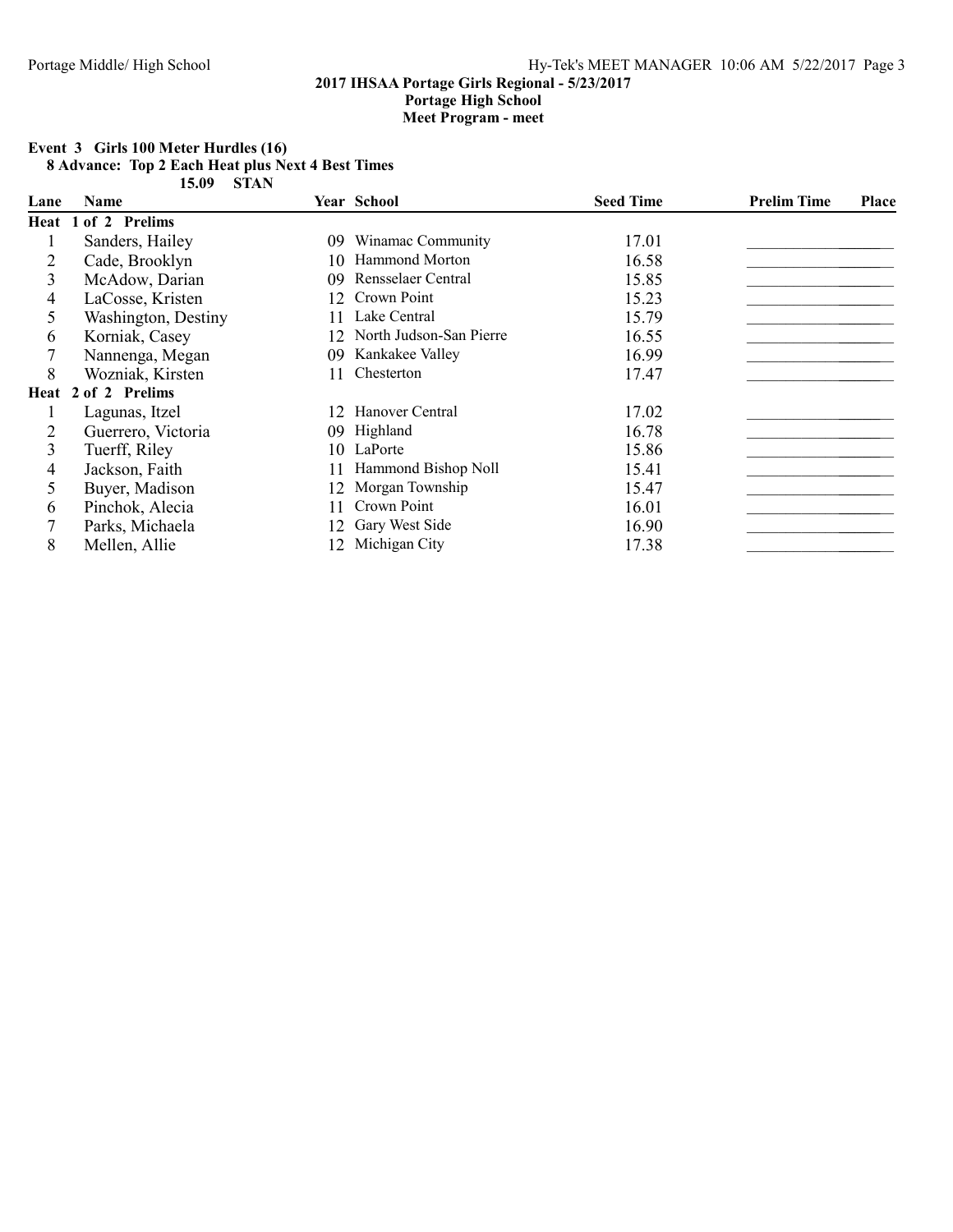**2017 IHSAA Portage Girls Regional - 5/23/2017**
**Portage High School**
**Meet Program - meet**

### Event 3 Girls 100 Meter Hurdles (16)

**8 Advance: Top 2 Each Heat plus Next 4 Best Times**

**15.09 STAN**

| Lane | Name | Year | School | Seed Time | Prelim Time | Place |
|---|---|---|---|---|---|---|
| **Heat 1 of 2 Prelims** | | | | | | |
| 1 | Sanders, Hailey | 09 | Winamac Community | 17.01 | | |
| 2 | Cade, Brooklyn | 10 | Hammond Morton | 16.58 | | |
| 3 | McAdow, Darian | 09 | Rensselaer Central | 15.85 | | |
| 4 | LaCosse, Kristen | 12 | Crown Point | 15.23 | | |
| 5 | Washington, Destiny | 11 | Lake Central | 15.79 | | |
| 6 | Korniak, Casey | 12 | North Judson-San Pierre | 16.55 | | |
| 7 | Nannenga, Megan | 09 | Kankakee Valley | 16.99 | | |
| 8 | Wozniak, Kirsten | 11 | Chesterton | 17.47 | | |
| **Heat 2 of 2 Prelims** | | | | | | |
| 1 | Lagunas, Itzel | 12 | Hanover Central | 17.02 | | |
| 2 | Guerrero, Victoria | 09 | Highland | 16.78 | | |
| 3 | Tuerff, Riley | 10 | LaPorte | 15.86 | | |
| 4 | Jackson, Faith | 11 | Hammond Bishop Noll | 15.41 | | |
| 5 | Buyer, Madison | 12 | Morgan Township | 15.47 | | |
| 6 | Pinchok, Alecia | 11 | Crown Point | 16.01 | | |
| 7 | Parks, Michaela | 12 | Gary West Side | 16.90 | | |
| 8 | Mellen, Allie | 12 | Michigan City | 17.38 | | |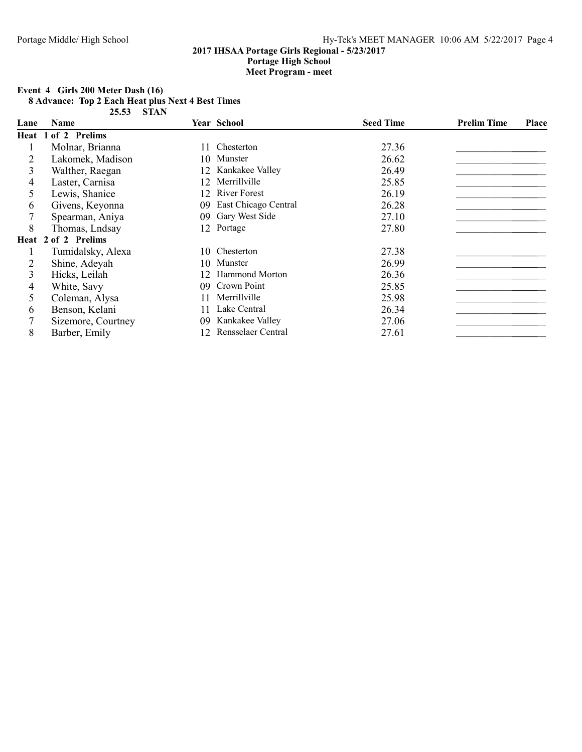**2017 IHSAA Portage Girls Regional - 5/23/2017**
**Portage High School**
**Meet Program - meet**

**Event 4 Girls 200 Meter Dash (16)**

**8 Advance: Top 2 Each Heat plus Next 4 Best Times**

25.53 STAN

| Lane | Name | Year | School | Seed Time | Prelim Time | Place |
|---|---|---|---|---|---|---|
| **Heat 1 of 2 Prelims** | | | | | | |
| 1 | Molnar, Brianna | 11 | Chesterton | 27.36 | | |
| 2 | Lakomek, Madison | 10 | Munster | 26.62 | | |
| 3 | Walther, Raegan | 12 | Kankakee Valley | 26.49 | | |
| 4 | Laster, Carnisa | 12 | Merrillville | 25.85 | | |
| 5 | Lewis, Shanice | 12 | River Forest | 26.19 | | |
| 6 | Givens, Keyonna | 09 | East Chicago Central | 26.28 | | |
| 7 | Spearman, Aniya | 09 | Gary West Side | 27.10 | | |
| 8 | Thomas, Lndsay | 12 | Portage | 27.80 | | |
| **Heat 2 of 2 Prelims** | | | | | | |
| 1 | Tumidalsky, Alexa | 10 | Chesterton | 27.38 | | |
| 2 | Shine, Adeyah | 10 | Munster | 26.99 | | |
| 3 | Hicks, Leilah | 12 | Hammond Morton | 26.36 | | |
| 4 | White, Savy | 09 | Crown Point | 25.85 | | |
| 5 | Coleman, Alysa | 11 | Merrillville | 25.98 | | |
| 6 | Benson, Kelani | 11 | Lake Central | 26.34 | | |
| 7 | Sizemore, Courtney | 09 | Kankakee Valley | 27.06 | | |
| 8 | Barber, Emily | 12 | Rensselaer Central | 27.61 | | |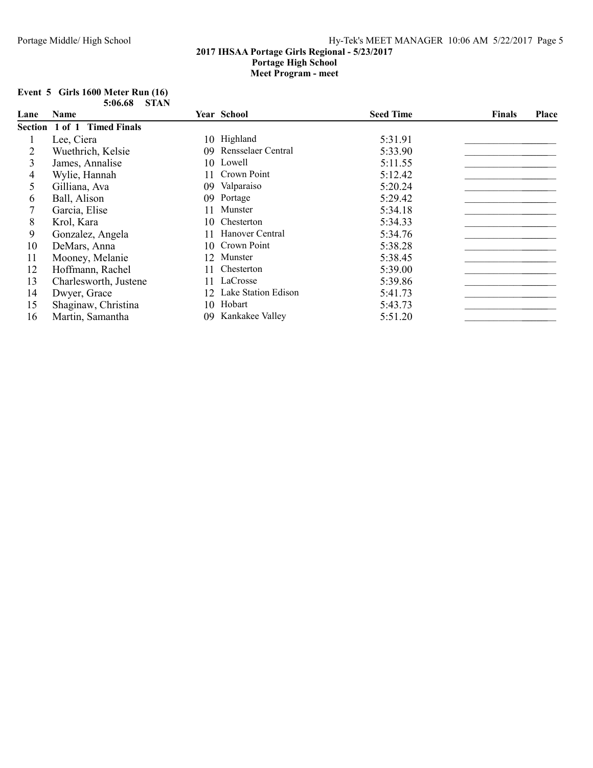**2017 IHSAA Portage Girls Regional - 5/23/2017**
**Portage High School**
**Meet Program - meet**

### Event 5 Girls 1600 Meter Run (16)

**5:06.68 STAN**

| Lane | Name | Year | School | Seed Time | Finals | Place |
|---|---|---|---|---|---|---|
| **Section 1 of 1 Timed Finals** | | | | | | |
| 1 | Lee, Ciera | 10 | Highland | 5:31.91 | | |
| 2 | Wuethrich, Kelsie | 09 | Rensselaer Central | 5:33.90 | | |
| 3 | James, Annalise | 10 | Lowell | 5:11.55 | | |
| 4 | Wylie, Hannah | 11 | Crown Point | 5:12.42 | | |
| 5 | Gilliana, Ava | 09 | Valparaiso | 5:20.24 | | |
| 6 | Ball, Alison | 09 | Portage | 5:29.42 | | |
| 7 | Garcia, Elise | 11 | Munster | 5:34.18 | | |
| 8 | Krol, Kara | 10 | Chesterton | 5:34.33 | | |
| 9 | Gonzalez, Angela | 11 | Hanover Central | 5:34.76 | | |
| 10 | DeMars, Anna | 10 | Crown Point | 5:38.28 | | |
| 11 | Mooney, Melanie | 12 | Munster | 5:38.45 | | |
| 12 | Hoffmann, Rachel | 11 | Chesterton | 5:39.00 | | |
| 13 | Charlesworth, Justene | 11 | LaCrosse | 5:39.86 | | |
| 14 | Dwyer, Grace | 12 | Lake Station Edison | 5:41.73 | | |
| 15 | Shaginaw, Christina | 10 | Hobart | 5:43.73 | | |
| 16 | Martin, Samantha | 09 | Kankakee Valley | 5:51.20 | | |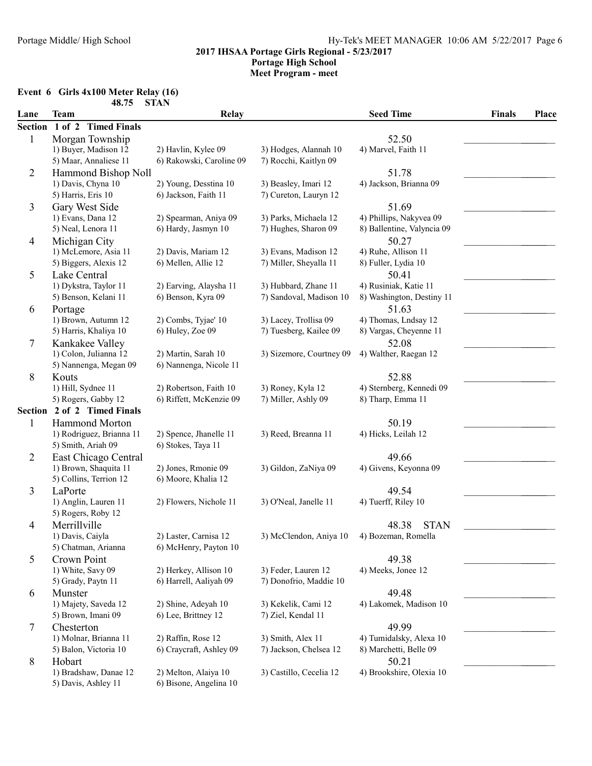## 2017 IHSAA Portage Girls Regional - 5/23/2017
## Portage High School
## Meet Program - meet

### Event 6 Girls 4x100 Meter Relay (16)

48.75 STAN

| Lane | Team | Relay | | | Seed Time | Finals | Place |
|---|---|---|---|---|---|---|---|
| **Section 1 of 2 Timed Finals** | | | | | | | |
| 1 | Morgan Township | | | | 52.50 | | |
| | 1) Buyer, Madison 12 | 2) Havlin, Kylee 09 | 3) Hodges, Alannah 10 | 4) Marvel, Faith 11 | | | |
| | 5) Maar, Annaliese 11 | 6) Rakowski, Caroline 09 | 7) Rocchi, Kaitlyn 09 | | | | |
| 2 | Hammond Bishop Noll | | | | 51.78 | | |
| | 1) Davis, Chyna 10 | 2) Young, Desstina 10 | 3) Beasley, Imari 12 | 4) Jackson, Brianna 09 | | | |
| | 5) Harris, Eris 10 | 6) Jackson, Faith 11 | 7) Cureton, Lauryn 12 | | | | |
| 3 | Gary West Side | | | | 51.69 | | |
| | 1) Evans, Dana 12 | 2) Spearman, Aniya 09 | 3) Parks, Michaela 12 | 4) Phillips, Nakyvea 09 | | | |
| | 5) Neal, Lenora 11 | 6) Hardy, Jasmyn 10 | 7) Hughes, Sharon 09 | 8) Ballentine, Valyncia 09 | | | |
| 4 | Michigan City | | | | 50.27 | | |
| | 1) McLemore, Asia 11 | 2) Davis, Mariam 12 | 3) Evans, Madison 12 | 4) Ruhe, Allison 11 | | | |
| | 5) Biggers, Alexis 12 | 6) Mellen, Allie 12 | 7) Miller, Sheyalla 11 | 8) Fuller, Lydia 10 | | | |
| 5 | Lake Central | | | | 50.41 | | |
| | 1) Dykstra, Taylor 11 | 2) Earving, Alaysha 11 | 3) Hubbard, Zhane 11 | 4) Rusiniak, Katie 11 | | | |
| | 5) Benson, Kelani 11 | 6) Benson, Kyra 09 | 7) Sandoval, Madison 10 | 8) Washington, Destiny 11 | | | |
| 6 | Portage | | | | 51.63 | | |
| | 1) Brown, Autumn 12 | 2) Combs, Tyjae' 10 | 3) Lacey, Trollisa 09 | 4) Thomas, Lndsay 12 | | | |
| | 5) Harris, Khaliya 10 | 6) Huley, Zoe 09 | 7) Tuesberg, Kailee 09 | 8) Vargas, Cheyenne 11 | | | |
| 7 | Kankakee Valley | | | | 52.08 | | |
| | 1) Colon, Julianna 12 | 2) Martin, Sarah 10 | 3) Sizemore, Courtney 09 | 4) Walther, Raegan 12 | | | |
| | 5) Nannenga, Megan 09 | 6) Nannenga, Nicole 11 | | | | | |
| 8 | Kouts | | | | 52.88 | | |
| | 1) Hill, Sydnee 11 | 2) Robertson, Faith 10 | 3) Roney, Kyla 12 | 4) Sternberg, Kennedi 09 | | | |
| | 5) Rogers, Gabby 12 | 6) Riffett, McKenzie 09 | 7) Miller, Ashly 09 | 8) Tharp, Emma 11 | | | |
| **Section 2 of 2 Timed Finals** | | | | | | | |
| 1 | Hammond Morton | | | | 50.19 | | |
| | 1) Rodriguez, Brianna 11 | 2) Spence, Jhanelle 11 | 3) Reed, Breanna 11 | 4) Hicks, Leilah 12 | | | |
| | 5) Smith, Ariah 09 | 6) Stokes, Taya 11 | | | | | |
| 2 | East Chicago Central | | | | 49.66 | | |
| | 1) Brown, Shaquita 11 | 2) Jones, Rmonie 09 | 3) Gildon, ZaNiya 09 | 4) Givens, Keyonna 09 | | | |
| | 5) Collins, Terrion 12 | 6) Moore, Khalia 12 | | | | | |
| 3 | LaPorte | | | | 49.54 | | |
| | 1) Anglin, Lauren 11 | 2) Flowers, Nichole 11 | 3) O'Neal, Janelle 11 | 4) Tuerff, Riley 10 | | | |
| | 5) Rogers, Roby 12 | | | | | | |
| 4 | Merrillville | | | | 48.38 STAN | | |
| | 1) Davis, Caiyla | 2) Laster, Carnisa 12 | 3) McClendon, Aniya 10 | 4) Bozeman, Romella | | | |
| | 5) Chatman, Arianna | 6) McHenry, Payton 10 | | | | | |
| 5 | Crown Point | | | | 49.38 | | |
| | 1) White, Savy 09 | 2) Herkey, Allison 10 | 3) Feder, Lauren 12 | 4) Meeks, Jonee 12 | | | |
| | 5) Grady, Paytn 11 | 6) Harrell, Aaliyah 09 | 7) Donofrio, Maddie 10 | | | | |
| 6 | Munster | | | | 49.48 | | |
| | 1) Majety, Saveda 12 | 2) Shine, Adeyah 10 | 3) Kekelik, Cami 12 | 4) Lakomek, Madison 10 | | | |
| | 5) Brown, Imani 09 | 6) Lee, Brittney 12 | 7) Ziel, Kendal 11 | | | | |
| 7 | Chesterton | | | | 49.99 | | |
| | 1) Molnar, Brianna 11 | 2) Raffin, Rose 12 | 3) Smith, Alex 11 | 4) Tumidalsky, Alexa 10 | | | |
| | 5) Balon, Victoria 10 | 6) Craycraft, Ashley 09 | 7) Jackson, Chelsea 12 | 8) Marchetti, Belle 09 | | | |
| 8 | Hobart | | | | 50.21 | | |
| | 1) Bradshaw, Danae 12 | 2) Melton, Alaiya 10 | 3) Castillo, Cecelia 12 | 4) Brookshire, Olexia 10 | | | |
| | 5) Davis, Ashley 11 | 6) Bisone, Angelina 10 | | | | | |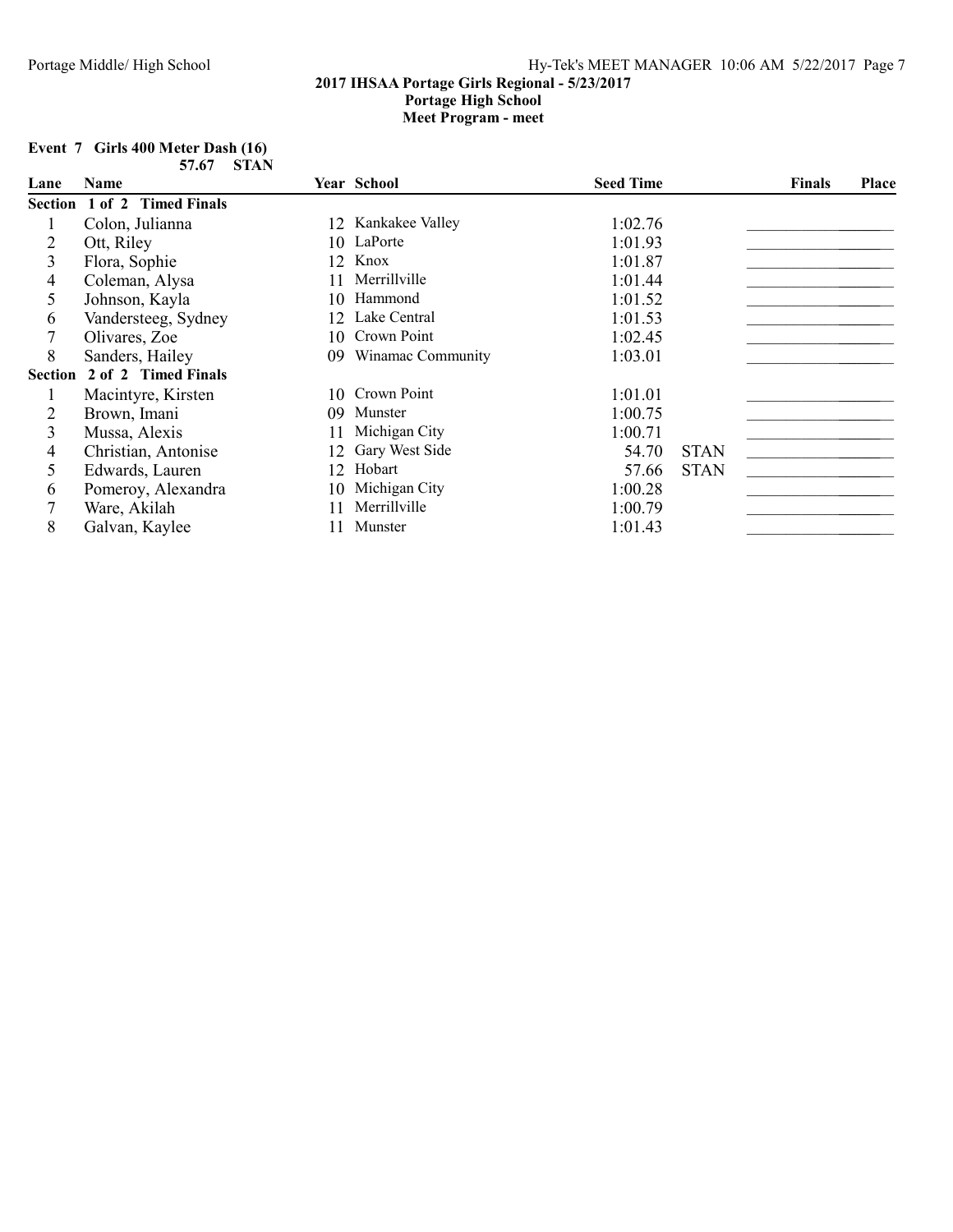**2017 IHSAA Portage Girls Regional - 5/23/2017**
**Portage High School**
**Meet Program - meet**

**Event 7 Girls 400 Meter Dash (16)**
**57.67 STAN**

| Lane | Name | Year | School | Seed Time | | Finals | Place |
|---|---|---|---|---|---|---|---|
| **Section 1 of 2 Timed Finals** | | | | | | | |
| 1 | Colon, Julianna | 12 | Kankakee Valley | 1:02.76 | | | |
| 2 | Ott, Riley | 10 | LaPorte | 1:01.93 | | | |
| 3 | Flora, Sophie | 12 | Knox | 1:01.87 | | | |
| 4 | Coleman, Alysa | 11 | Merrillville | 1:01.44 | | | |
| 5 | Johnson, Kayla | 10 | Hammond | 1:01.52 | | | |
| 6 | Vandersteeg, Sydney | 12 | Lake Central | 1:01.53 | | | |
| 7 | Olivares, Zoe | 10 | Crown Point | 1:02.45 | | | |
| 8 | Sanders, Hailey | 09 | Winamac Community | 1:03.01 | | | |
| **Section 2 of 2 Timed Finals** | | | | | | | |
| 1 | Macintyre, Kirsten | 10 | Crown Point | 1:01.01 | | | |
| 2 | Brown, Imani | 09 | Munster | 1:00.75 | | | |
| 3 | Mussa, Alexis | 11 | Michigan City | 1:00.71 | | | |
| 4 | Christian, Antonise | 12 | Gary West Side | 54.70 | STAN | | |
| 5 | Edwards, Lauren | 12 | Hobart | 57.66 | STAN | | |
| 6 | Pomeroy, Alexandra | 10 | Michigan City | 1:00.28 | | | |
| 7 | Ware, Akilah | 11 | Merrillville | 1:00.79 | | | |
| 8 | Galvan, Kaylee | 11 | Munster | 1:01.43 | | | |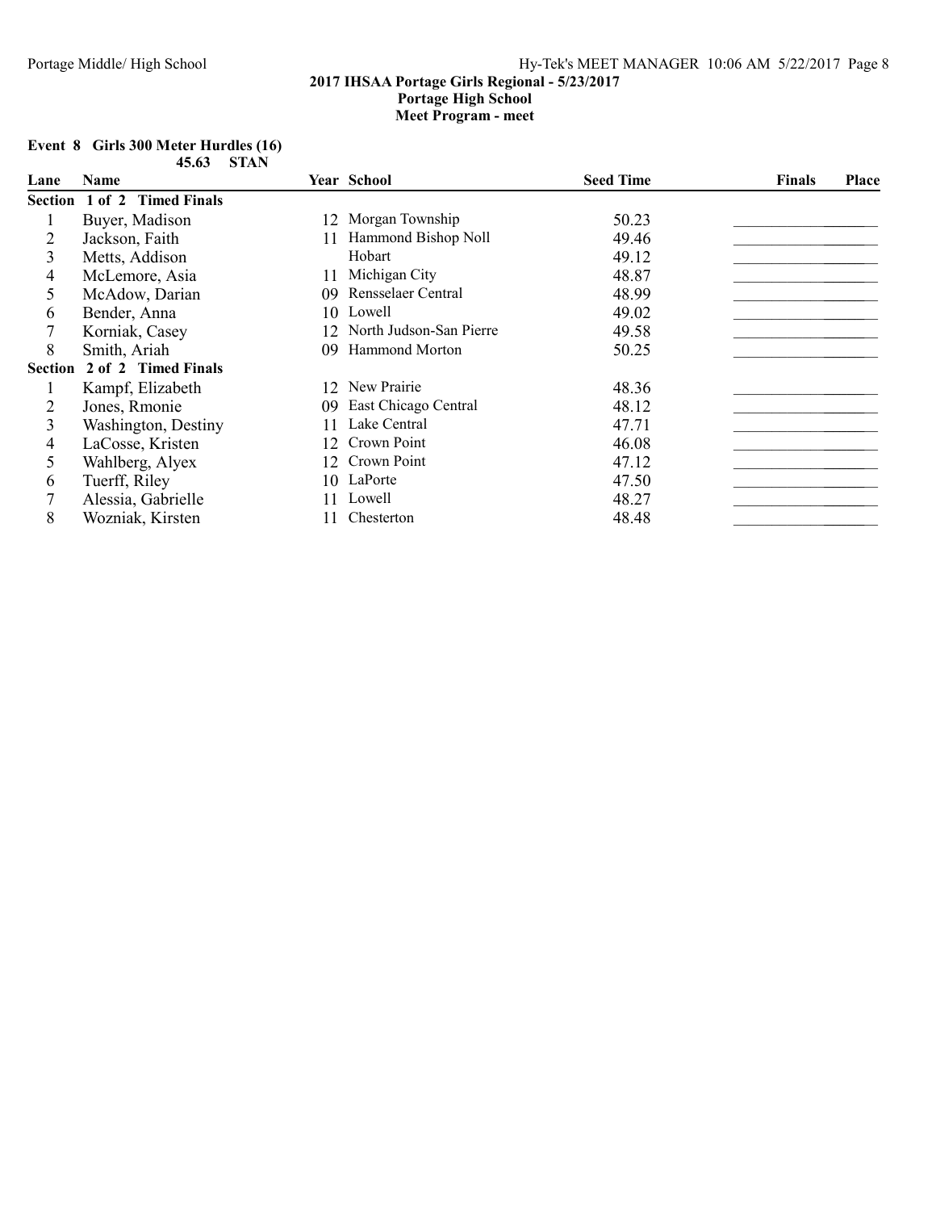## 2017 IHSAA Portage Girls Regional - 5/23/2017
## Portage High School
## Meet Program - meet

### Event 8 Girls 300 Meter Hurdles (16)

45.63 STAN

| Lane | Name | Year | School | Seed Time | Finals | Place |
|---|---|---|---|---|---|---|
| **Section 1 of 2 Timed Finals** | | | | | | |
| 1 | Buyer, Madison | 12 | Morgan Township | 50.23 | | |
| 2 | Jackson, Faith | 11 | Hammond Bishop Noll | 49.46 | | |
| 3 | Metts, Addison | | Hobart | 49.12 | | |
| 4 | McLemore, Asia | 11 | Michigan City | 48.87 | | |
| 5 | McAdow, Darian | 09 | Rensselaer Central | 48.99 | | |
| 6 | Bender, Anna | 10 | Lowell | 49.02 | | |
| 7 | Korniak, Casey | 12 | North Judson-San Pierre | 49.58 | | |
| 8 | Smith, Ariah | 09 | Hammond Morton | 50.25 | | |
| **Section 2 of 2 Timed Finals** | | | | | | |
| 1 | Kampf, Elizabeth | 12 | New Prairie | 48.36 | | |
| 2 | Jones, Rmonie | 09 | East Chicago Central | 48.12 | | |
| 3 | Washington, Destiny | 11 | Lake Central | 47.71 | | |
| 4 | LaCosse, Kristen | 12 | Crown Point | 46.08 | | |
| 5 | Wahlberg, Alyex | 12 | Crown Point | 47.12 | | |
| 6 | Tuerff, Riley | 10 | LaPorte | 47.50 | | |
| 7 | Alessia, Gabrielle | 11 | Lowell | 48.27 | | |
| 8 | Wozniak, Kirsten | 11 | Chesterton | 48.48 | | |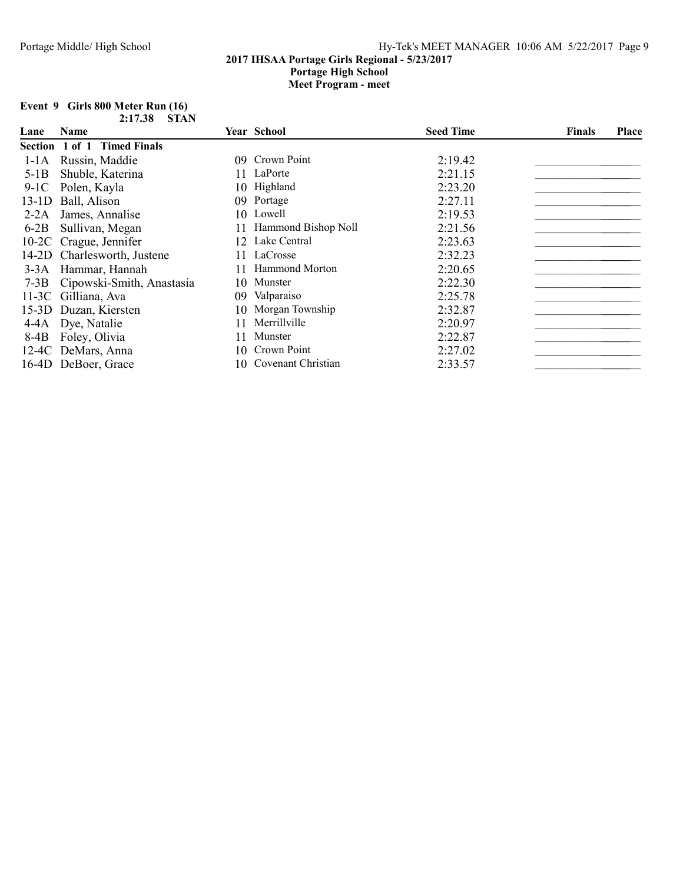**2017 IHSAA Portage Girls Regional - 5/23/2017**
**Portage High School**
**Meet Program - meet**

**Event 9 Girls 800 Meter Run (16)**
**2:17.38 STAN**

| Lane | Name | Year | School | Seed Time | Finals | Place |
|---|---|---|---|---|---|---|
| **Section 1 of 1 Timed Finals** | | | | | | |
| 1-1A | Russin, Maddie | 09 | Crown Point | 2:19.42 | | |
| 5-1B | Shuble, Katerina | 11 | LaPorte | 2:21.15 | | |
| 9-1C | Polen, Kayla | 10 | Highland | 2:23.20 | | |
| 13-1D | Ball, Alison | 09 | Portage | 2:27.11 | | |
| 2-2A | James, Annalise | 10 | Lowell | 2:19.53 | | |
| 6-2B | Sullivan, Megan | 11 | Hammond Bishop Noll | 2:21.56 | | |
| 10-2C | Crague, Jennifer | 12 | Lake Central | 2:23.63 | | |
| 14-2D | Charlesworth, Justene | 11 | LaCrosse | 2:32.23 | | |
| 3-3A | Hammar, Hannah | 11 | Hammond Morton | 2:20.65 | | |
| 7-3B | Cipowski-Smith, Anastasia | 10 | Munster | 2:22.30 | | |
| 11-3C | Gilliana, Ava | 09 | Valparaiso | 2:25.78 | | |
| 15-3D | Duzan, Kiersten | 10 | Morgan Township | 2:32.87 | | |
| 4-4A | Dye, Natalie | 11 | Merrillville | 2:20.97 | | |
| 8-4B | Foley, Olivia | 11 | Munster | 2:22.87 | | |
| 12-4C | DeMars, Anna | 10 | Crown Point | 2:27.02 | | |
| 16-4D | DeBoer, Grace | 10 | Covenant Christian | 2:33.57 | | |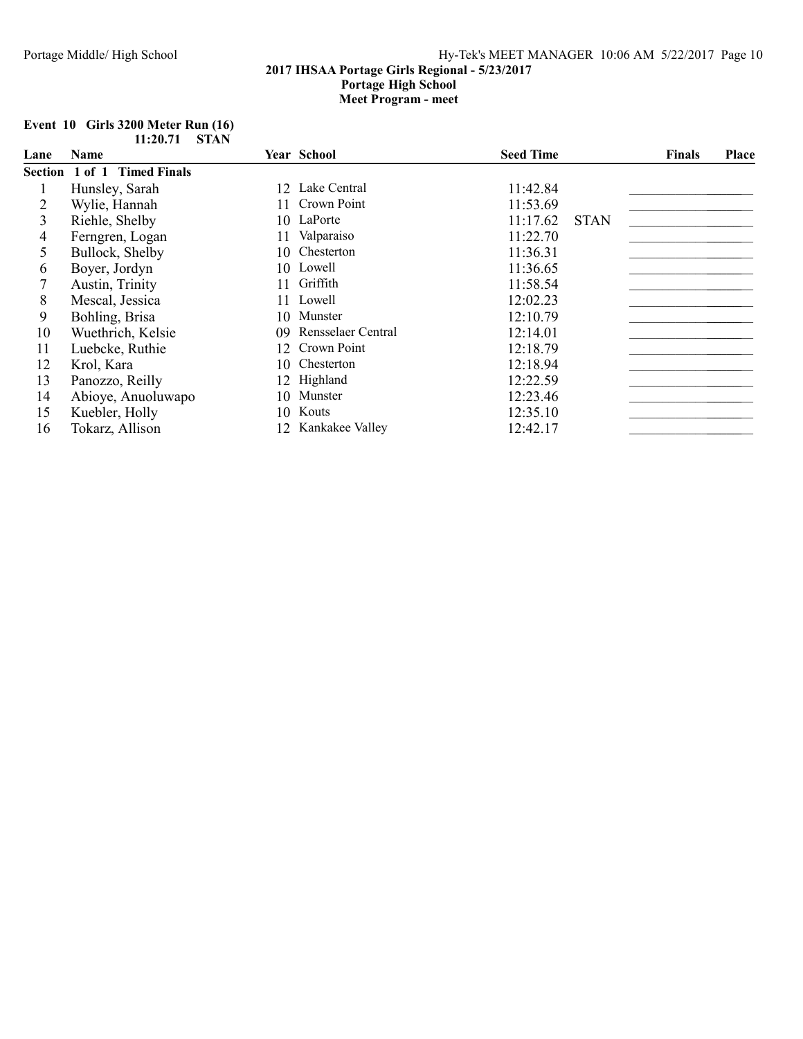**2017 IHSAA Portage Girls Regional - 5/23/2017**
**Portage High School**
**Meet Program - meet**

**Event 10 Girls 3200 Meter Run (16)**
**11:20.71 STAN**

| Lane | Name | Year | School | Seed Time | | Finals | Place |
|---|---|---|---|---|---|---|---|
| **Section 1 of 1 Timed Finals** | | | | | | | |
| 1 | Hunsley, Sarah | 12 | Lake Central | 11:42.84 | | | |
| 2 | Wylie, Hannah | 11 | Crown Point | 11:53.69 | | | |
| 3 | Riehle, Shelby | 10 | LaPorte | 11:17.62 | STAN | | |
| 4 | Ferngren, Logan | 11 | Valparaiso | 11:22.70 | | | |
| 5 | Bullock, Shelby | 10 | Chesterton | 11:36.31 | | | |
| 6 | Boyer, Jordyn | 10 | Lowell | 11:36.65 | | | |
| 7 | Austin, Trinity | 11 | Griffith | 11:58.54 | | | |
| 8 | Mescal, Jessica | 11 | Lowell | 12:02.23 | | | |
| 9 | Bohling, Brisa | 10 | Munster | 12:10.79 | | | |
| 10 | Wuethrich, Kelsie | 09 | Rensselaer Central | 12:14.01 | | | |
| 11 | Luebcke, Ruthie | 12 | Crown Point | 12:18.79 | | | |
| 12 | Krol, Kara | 10 | Chesterton | 12:18.94 | | | |
| 13 | Panozzo, Reilly | 12 | Highland | 12:22.59 | | | |
| 14 | Abioye, Anuoluwapo | 10 | Munster | 12:23.46 | | | |
| 15 | Kuebler, Holly | 10 | Kouts | 12:35.10 | | | |
| 16 | Tokarz, Allison | 12 | Kankakee Valley | 12:42.17 | | | |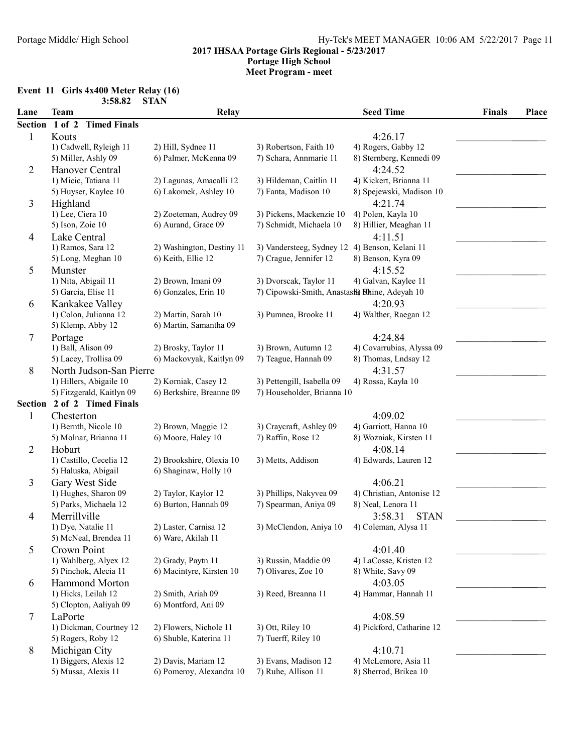**2017 IHSAA Portage Girls Regional - 5/23/2017**
**Portage High School**
**Meet Program - meet**

### Event 11 Girls 4x400 Meter Relay (16)

3:58.82 STAN

| Lane | Team | Relay | | | Seed Time | Finals | Place |
|---|---|---|---|---|---|---|---|
| **Section 1 of 2 Timed Finals** | | | | | | | |
| 1 | Kouts | | | | 4:26.17 | | |
| | | 1) Cadwell, Ryleigh 11 | 2) Hill, Sydnee 11 | 3) Robertson, Faith 10 | 4) Rogers, Gabby 12 | | |
| | | 5) Miller, Ashly 09 | 6) Palmer, McKenna 09 | 7) Schara, Annmarie 11 | 8) Sternberg, Kennedi 09 | | |
| 2 | Hanover Central | | | | 4:24.52 | | |
| | | 1) Micic, Tatiana 11 | 2) Lagunas, Amacalli 12 | 3) Hildeman, Caitlin 11 | 4) Kickert, Brianna 11 | | |
| | | 5) Huyser, Kaylee 10 | 6) Lakomek, Ashley 10 | 7) Fanta, Madison 10 | 8) Spejewski, Madison 10 | | |
| 3 | Highland | | | | 4:21.74 | | |
| | | 1) Lee, Ciera 10 | 2) Zoeteman, Audrey 09 | 3) Pickens, Mackenzie 10 | 4) Polen, Kayla 10 | | |
| | | 5) Ison, Zoie 10 | 6) Aurand, Grace 09 | 7) Schmidt, Michaela 10 | 8) Hillier, Meaghan 11 | | |
| 4 | Lake Central | | | | 4:11.51 | | |
| | | 1) Ramos, Sara 12 | 2) Washington, Destiny 11 | 3) Vandersteeg, Sydney 12 | 4) Benson, Kelani 11 | | |
| | | 5) Long, Meghan 10 | 6) Keith, Ellie 12 | 7) Crague, Jennifer 12 | 8) Benson, Kyra 09 | | |
| 5 | Munster | | | | 4:15.52 | | |
| | | 1) Nita, Abigail 11 | 2) Brown, Imani 09 | 3) Dvorscak, Taylor 11 | 4) Galvan, Kaylee 11 | | |
| | | 5) Garcia, Elise 11 | 6) Gonzales, Erin 10 | 7) Cipowski-Smith, Anastasia 10 | 8) Shine, Adeyah 10 | | |
| 6 | Kankakee Valley | | | | 4:20.93 | | |
| | | 1) Colon, Julianna 12 | 2) Martin, Sarah 10 | 3) Pumnea, Brooke 11 | 4) Walther, Raegan 12 | | |
| | | 5) Klemp, Abby 12 | 6) Martin, Samantha 09 | | | | |
| 7 | Portage | | | | 4:24.84 | | |
| | | 1) Ball, Alison 09 | 2) Brosky, Taylor 11 | 3) Brown, Autumn 12 | 4) Covarrubias, Alyssa 09 | | |
| | | 5) Lacey, Trollisa 09 | 6) Mackovyak, Kaitlyn 09 | 7) Teague, Hannah 09 | 8) Thomas, Lndsay 12 | | |
| 8 | North Judson-San Pierre | | | | 4:31.57 | | |
| | | 1) Hillers, Abigaile 10 | 2) Korniak, Casey 12 | 3) Pettengill, Isabella 09 | 4) Rossa, Kayla 10 | | |
| | | 5) Fitzgerald, Kaitlyn 09 | 6) Berkshire, Breanne 09 | 7) Householder, Brianna 10 | | | |
| **Section 2 of 2 Timed Finals** | | | | | | | |
| 1 | Chesterton | | | | 4:09.02 | | |
| | | 1) Bernth, Nicole 10 | 2) Brown, Maggie 12 | 3) Craycraft, Ashley 09 | 4) Garriott, Hanna 10 | | |
| | | 5) Molnar, Brianna 11 | 6) Moore, Haley 10 | 7) Raffin, Rose 12 | 8) Wozniak, Kirsten 11 | | |
| 2 | Hobart | | | | 4:08.14 | | |
| | | 1) Castillo, Cecelia 12 | 2) Brookshire, Olexia 10 | 3) Metts, Addison | 4) Edwards, Lauren 12 | | |
| | | 5) Haluska, Abigail | 6) Shaginaw, Holly 10 | | | | |
| 3 | Gary West Side | | | | 4:06.21 | | |
| | | 1) Hughes, Sharon 09 | 2) Taylor, Kaylor 12 | 3) Phillips, Nakyvea 09 | 4) Christian, Antonise 12 | | |
| | | 5) Parks, Michaela 12 | 6) Burton, Hannah 09 | 7) Spearman, Aniya 09 | 8) Neal, Lenora 11 | | |
| 4 | Merrillville | | | | 3:58.31 STAN | | |
| | | 1) Dye, Natalie 11 | 2) Laster, Carnisa 12 | 3) McClendon, Aniya 10 | 4) Coleman, Alysa 11 | | |
| | | 5) McNeal, Brendea 11 | 6) Ware, Akilah 11 | | | | |
| 5 | Crown Point | | | | 4:01.40 | | |
| | | 1) Wahlberg, Alyex 12 | 2) Grady, Paytn 11 | 3) Russin, Maddie 09 | 4) LaCosse, Kristen 12 | | |
| | | 5) Pinchok, Alecia 11 | 6) Macintyre, Kirsten 10 | 7) Olivares, Zoe 10 | 8) White, Savy 09 | | |
| 6 | Hammond Morton | | | | 4:03.05 | | |
| | | 1) Hicks, Leilah 12 | 2) Smith, Ariah 09 | 3) Reed, Breanna 11 | 4) Hammar, Hannah 11 | | |
| | | 5) Clopton, Aaliyah 09 | 6) Montford, Ani 09 | | | | |
| 7 | LaPorte | | | | 4:08.59 | | |
| | | 1) Dickman, Courtney 12 | 2) Flowers, Nichole 11 | 3) Ott, Riley 10 | 4) Pickford, Catharine 12 | | |
| | | 5) Rogers, Roby 12 | 6) Shuble, Katerina 11 | 7) Tuerff, Riley 10 | | | |
| 8 | Michigan City | | | | 4:10.71 | | |
| | | 1) Biggers, Alexis 12 | 2) Davis, Mariam 12 | 3) Evans, Madison 12 | 4) McLemore, Asia 11 | | |
| | | 5) Mussa, Alexis 11 | 6) Pomeroy, Alexandra 10 | 7) Ruhe, Allison 11 | 8) Sherrod, Brikea 10 | | |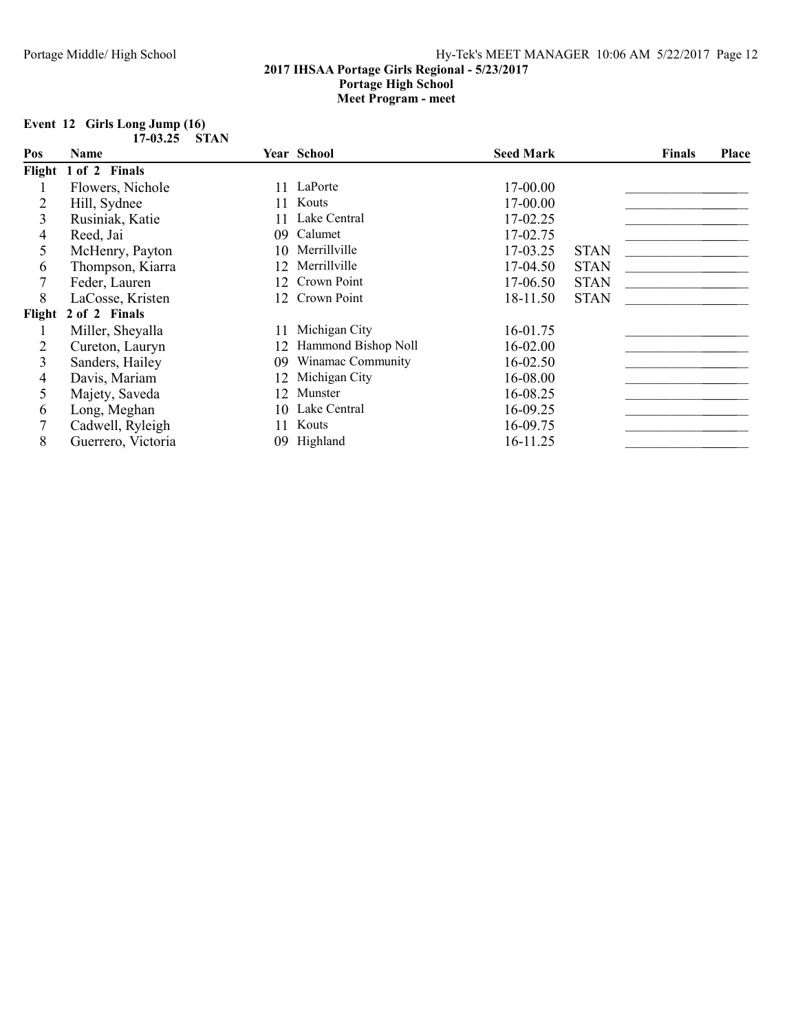**2017 IHSAA Portage Girls Regional - 5/23/2017**
**Portage High School**
**Meet Program - meet**

### Event 12 Girls Long Jump (16)

**17-03.25 STAN**

| Pos | Name | Year | School | Seed Mark | | Finals | Place |
|---|---|---|---|---|---|---|---|
| **Flight 1 of 2 Finals** | | | | | | | |
| 1 | Flowers, Nichole | 11 | LaPorte | 17-00.00 | | | |
| 2 | Hill, Sydnee | 11 | Kouts | 17-00.00 | | | |
| 3 | Rusiniak, Katie | 11 | Lake Central | 17-02.25 | | | |
| 4 | Reed, Jai | 09 | Calumet | 17-02.75 | | | |
| 5 | McHenry, Payton | 10 | Merrillville | 17-03.25 | STAN | | |
| 6 | Thompson, Kiarra | 12 | Merrillville | 17-04.50 | STAN | | |
| 7 | Feder, Lauren | 12 | Crown Point | 17-06.50 | STAN | | |
| 8 | LaCosse, Kristen | 12 | Crown Point | 18-11.50 | STAN | | |
| **Flight 2 of 2 Finals** | | | | | | | |
| 1 | Miller, Sheyalla | 11 | Michigan City | 16-01.75 | | | |
| 2 | Cureton, Lauryn | 12 | Hammond Bishop Noll | 16-02.00 | | | |
| 3 | Sanders, Hailey | 09 | Winamac Community | 16-02.50 | | | |
| 4 | Davis, Mariam | 12 | Michigan City | 16-08.00 | | | |
| 5 | Majety, Saveda | 12 | Munster | 16-08.25 | | | |
| 6 | Long, Meghan | 10 | Lake Central | 16-09.25 | | | |
| 7 | Cadwell, Ryleigh | 11 | Kouts | 16-09.75 | | | |
| 8 | Guerrero, Victoria | 09 | Highland | 16-11.25 | | | |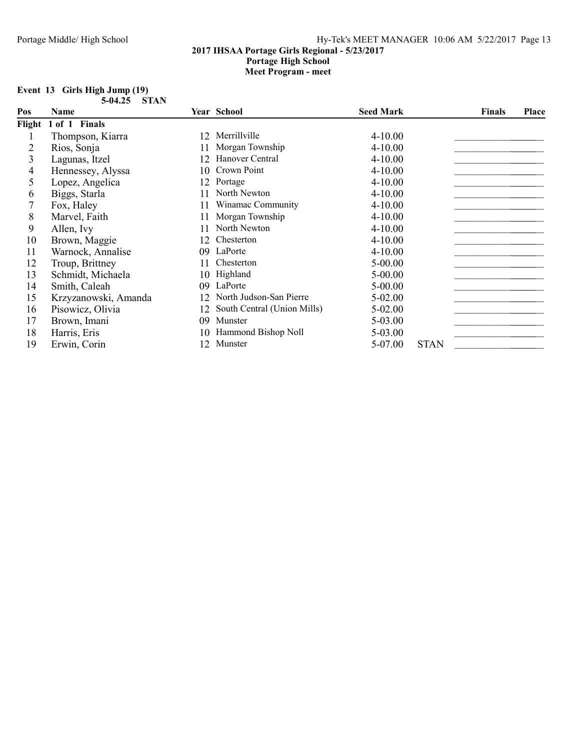**2017 IHSAA Portage Girls Regional - 5/23/2017**
**Portage High School**
**Meet Program - meet**

## Event 13 Girls High Jump (19)

**5-04.25 STAN**

| Pos | Name | Year | School | Seed Mark | | Finals | Place |
|---|---|---|---|---|---|---|---|
| **Flight** | **1 of 1 Finals** | | | | | | |
| 1 | Thompson, Kiarra | 12 | Merrillville | 4-10.00 | | | |
| 2 | Rios, Sonja | 11 | Morgan Township | 4-10.00 | | | |
| 3 | Lagunas, Itzel | 12 | Hanover Central | 4-10.00 | | | |
| 4 | Hennessey, Alyssa | 10 | Crown Point | 4-10.00 | | | |
| 5 | Lopez, Angelica | 12 | Portage | 4-10.00 | | | |
| 6 | Biggs, Starla | 11 | North Newton | 4-10.00 | | | |
| 7 | Fox, Haley | 11 | Winamac Community | 4-10.00 | | | |
| 8 | Marvel, Faith | 11 | Morgan Township | 4-10.00 | | | |
| 9 | Allen, Ivy | 11 | North Newton | 4-10.00 | | | |
| 10 | Brown, Maggie | 12 | Chesterton | 4-10.00 | | | |
| 11 | Warnock, Annalise | 09 | LaPorte | 4-10.00 | | | |
| 12 | Troup, Brittney | 11 | Chesterton | 5-00.00 | | | |
| 13 | Schmidt, Michaela | 10 | Highland | 5-00.00 | | | |
| 14 | Smith, Caleah | 09 | LaPorte | 5-00.00 | | | |
| 15 | Krzyzanowski, Amanda | 12 | North Judson-San Pierre | 5-02.00 | | | |
| 16 | Pisowicz, Olivia | 12 | South Central (Union Mills) | 5-02.00 | | | |
| 17 | Brown, Imani | 09 | Munster | 5-03.00 | | | |
| 18 | Harris, Eris | 10 | Hammond Bishop Noll | 5-03.00 | | | |
| 19 | Erwin, Corin | 12 | Munster | 5-07.00 | STAN | | |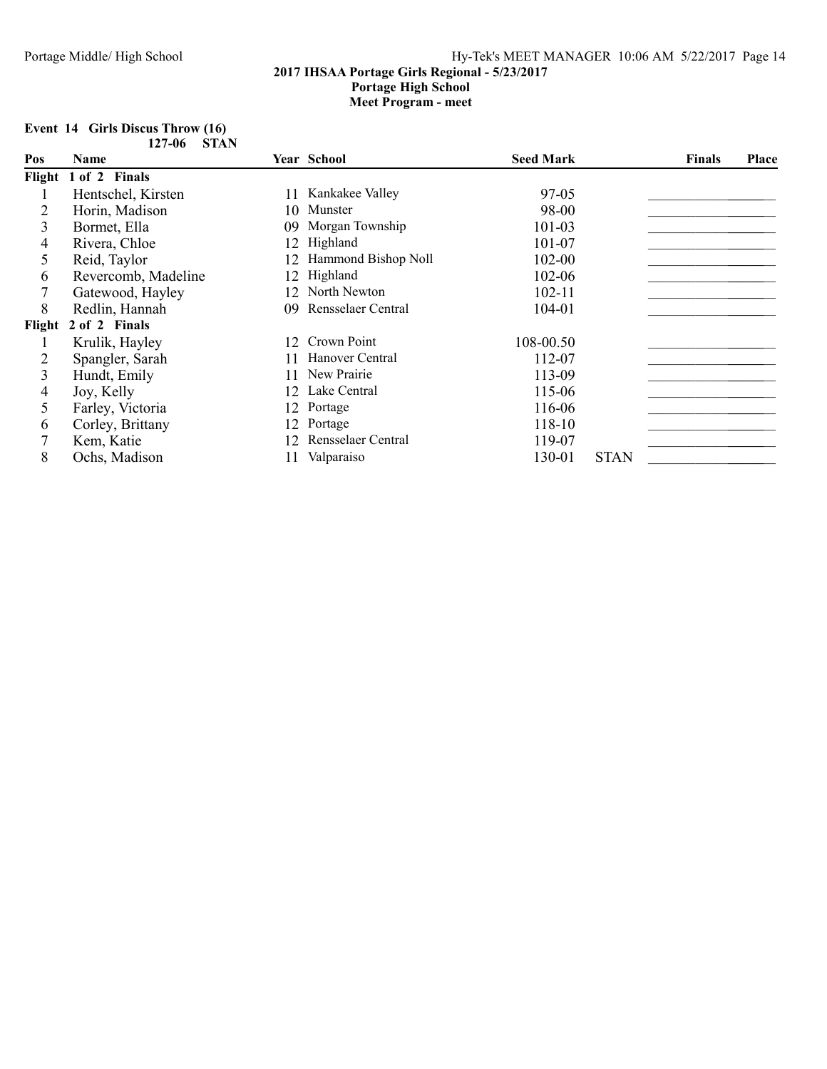**2017 IHSAA Portage Girls Regional - 5/23/2017**
**Portage High School**
**Meet Program - meet**

**Event 14 Girls Discus Throw (16)**
**127-06 STAN**

| Pos | Name | Year | School | Seed Mark | | Finals | Place |
|---|---|---|---|---|---|---|---|
| **Flight 1 of 2 Finals** | | | | | | | |
| 1 | Hentschel, Kirsten | 11 | Kankakee Valley | 97-05 | | | |
| 2 | Horin, Madison | 10 | Munster | 98-00 | | | |
| 3 | Bormet, Ella | 09 | Morgan Township | 101-03 | | | |
| 4 | Rivera, Chloe | 12 | Highland | 101-07 | | | |
| 5 | Reid, Taylor | 12 | Hammond Bishop Noll | 102-00 | | | |
| 6 | Revercomb, Madeline | 12 | Highland | 102-06 | | | |
| 7 | Gatewood, Hayley | 12 | North Newton | 102-11 | | | |
| 8 | Redlin, Hannah | 09 | Rensselaer Central | 104-01 | | | |
| **Flight 2 of 2 Finals** | | | | | | | |
| 1 | Krulik, Hayley | 12 | Crown Point | 108-00.50 | | | |
| 2 | Spangler, Sarah | 11 | Hanover Central | 112-07 | | | |
| 3 | Hundt, Emily | 11 | New Prairie | 113-09 | | | |
| 4 | Joy, Kelly | 12 | Lake Central | 115-06 | | | |
| 5 | Farley, Victoria | 12 | Portage | 116-06 | | | |
| 6 | Corley, Brittany | 12 | Portage | 118-10 | | | |
| 7 | Kem, Katie | 12 | Rensselaer Central | 119-07 | | | |
| 8 | Ochs, Madison | 11 | Valparaiso | 130-01 | STAN | | |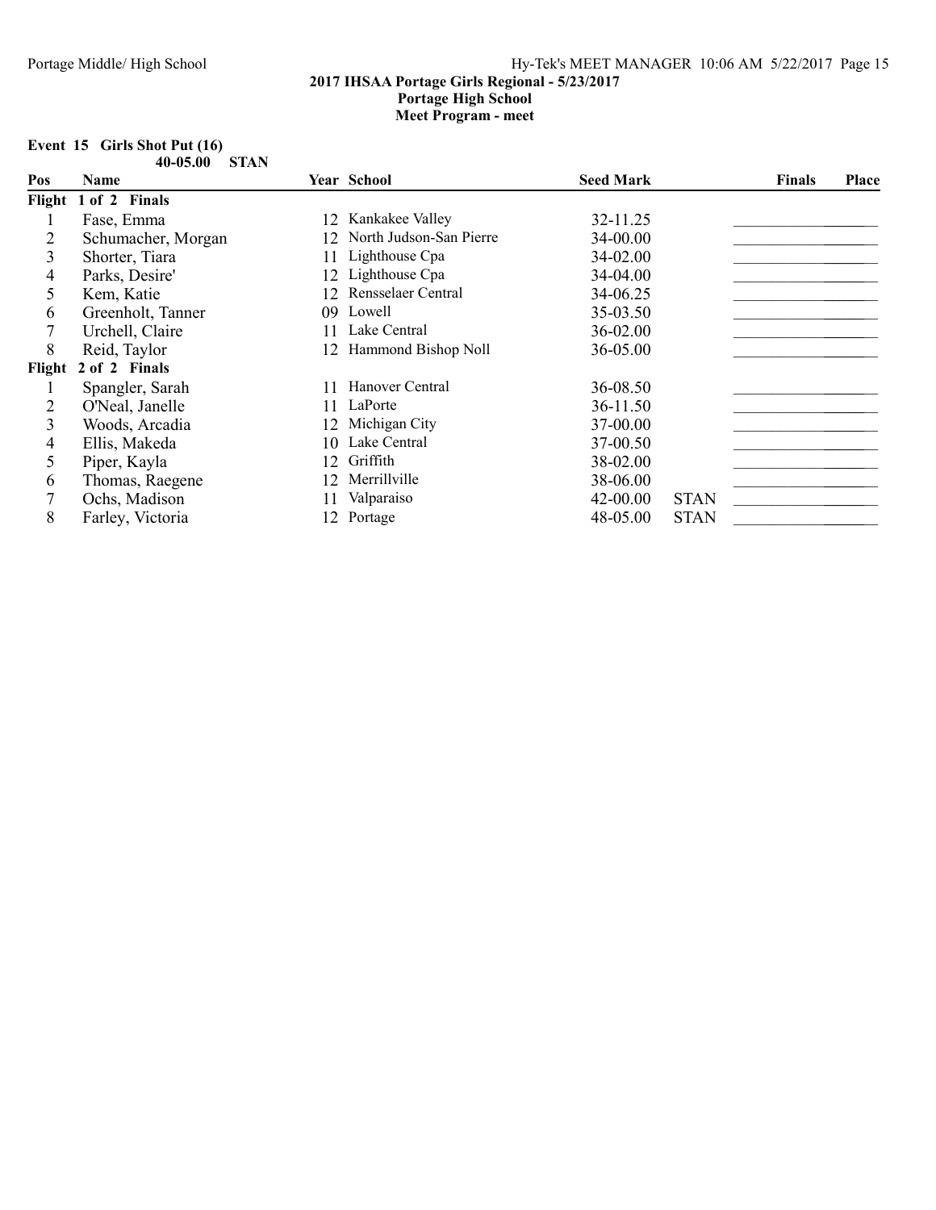**2017 IHSAA Portage Girls Regional - 5/23/2017**
**Portage High School**
**Meet Program - meet**

## Event 15 Girls Shot Put (16)

**40-05.00 STAN**

| Pos | Name | Year | School | Seed Mark | | Finals | Place |
|---|---|---|---|---|---|---|---|
| **Flight 1 of 2 Finals** | | | | | | | |
| 1 | Fase, Emma | 12 | Kankakee Valley | 32-11.25 | | | |
| 2 | Schumacher, Morgan | 12 | North Judson-San Pierre | 34-00.00 | | | |
| 3 | Shorter, Tiara | 11 | Lighthouse Cpa | 34-02.00 | | | |
| 4 | Parks, Desire' | 12 | Lighthouse Cpa | 34-04.00 | | | |
| 5 | Kem, Katie | 12 | Rensselaer Central | 34-06.25 | | | |
| 6 | Greenholt, Tanner | 09 | Lowell | 35-03.50 | | | |
| 7 | Urchell, Claire | 11 | Lake Central | 36-02.00 | | | |
| 8 | Reid, Taylor | 12 | Hammond Bishop Noll | 36-05.00 | | | |
| **Flight 2 of 2 Finals** | | | | | | | |
| 1 | Spangler, Sarah | 11 | Hanover Central | 36-08.50 | | | |
| 2 | O'Neal, Janelle | 11 | LaPorte | 36-11.50 | | | |
| 3 | Woods, Arcadia | 12 | Michigan City | 37-00.00 | | | |
| 4 | Ellis, Makeda | 10 | Lake Central | 37-00.50 | | | |
| 5 | Piper, Kayla | 12 | Griffith | 38-02.00 | | | |
| 6 | Thomas, Raegene | 12 | Merrillville | 38-06.00 | | | |
| 7 | Ochs, Madison | 11 | Valparaiso | 42-00.00 | STAN | | |
| 8 | Farley, Victoria | 12 | Portage | 48-05.00 | STAN | | |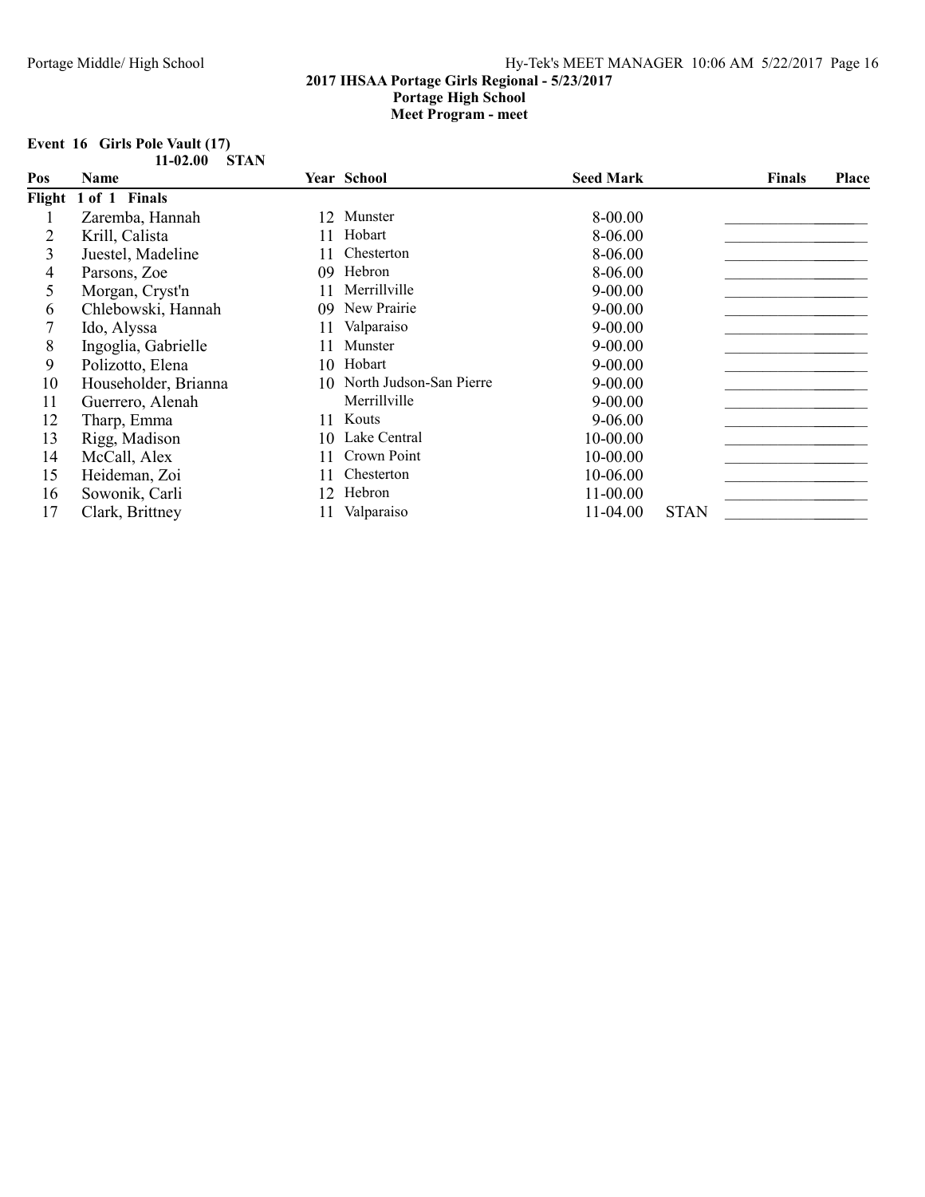**2017 IHSAA Portage Girls Regional - 5/23/2017**
**Portage High School**
**Meet Program - meet**

**Event 16 Girls Pole Vault (17)**
**11-02.00 STAN**

| Pos | Name | Year | School | Seed Mark | | Finals | Place |
|---|---|---|---|---|---|---|---|
| **Flight 1 of 1 Finals** | | | | | | | |
| 1 | Zaremba, Hannah | 12 | Munster | 8-00.00 | | | |
| 2 | Krill, Calista | 11 | Hobart | 8-06.00 | | | |
| 3 | Juestel, Madeline | 11 | Chesterton | 8-06.00 | | | |
| 4 | Parsons, Zoe | 09 | Hebron | 8-06.00 | | | |
| 5 | Morgan, Cryst'n | 11 | Merrillville | 9-00.00 | | | |
| 6 | Chlebowski, Hannah | 09 | New Prairie | 9-00.00 | | | |
| 7 | Ido, Alyssa | 11 | Valparaiso | 9-00.00 | | | |
| 8 | Ingoglia, Gabrielle | 11 | Munster | 9-00.00 | | | |
| 9 | Polizotto, Elena | 10 | Hobart | 9-00.00 | | | |
| 10 | Householder, Brianna | 10 | North Judson-San Pierre | 9-00.00 | | | |
| 11 | Guerrero, Alenah | | Merrillville | 9-00.00 | | | |
| 12 | Tharp, Emma | 11 | Kouts | 9-06.00 | | | |
| 13 | Rigg, Madison | 10 | Lake Central | 10-00.00 | | | |
| 14 | McCall, Alex | 11 | Crown Point | 10-00.00 | | | |
| 15 | Heideman, Zoi | 11 | Chesterton | 10-06.00 | | | |
| 16 | Sowonik, Carli | 12 | Hebron | 11-00.00 | | | |
| 17 | Clark, Brittney | 11 | Valparaiso | 11-04.00 | STAN | | |